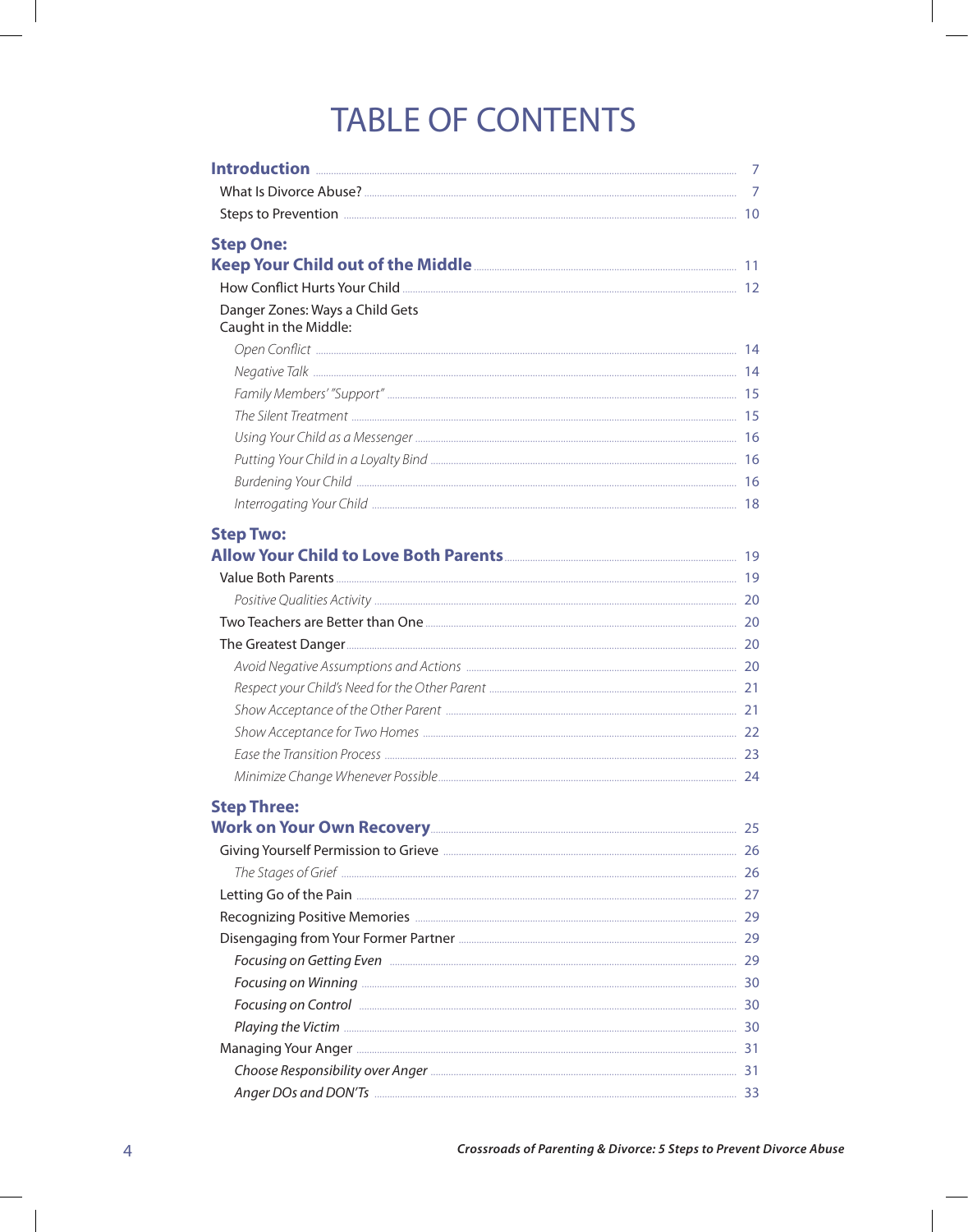# TABLE OF CONTENTS

**Introduction** ........ 7

What Is Divorce Abuse? ........ 7

Steps to Prevention ........ 10

**Step One:**
**Keep Your Child out of the Middle** ........ 11

How Conflict Hurts Your Child ........ 12

Danger Zones: Ways a Child Gets Caught in the Middle:

*Open Conflict* ........ 14

*Negative Talk* ........ 14

*Family Members' "Support"* ........ 15

*The Silent Treatment* ........ 15

*Using Your Child as a Messenger* ........ 16

*Putting Your Child in a Loyalty Bind* ........ 16

*Burdening Your Child* ........ 16

*Interrogating Your Child* ........ 18

**Step Two:**
**Allow Your Child to Love Both Parents** ........ 19

Value Both Parents ........ 19

*Positive Qualities Activity* ........ 20

Two Teachers are Better than One ........ 20

The Greatest Danger ........ 20

*Avoid Negative Assumptions and Actions* ........ 20

*Respect your Child's Need for the Other Parent* ........ 21

*Show Acceptance of the Other Parent* ........ 21

*Show Acceptance for Two Homes* ........ 22

*Ease the Transition Process* ........ 23

*Minimize Change Whenever Possible* ........ 24

**Step Three:**
**Work on Your Own Recovery** ........ 25

Giving Yourself Permission to Grieve ........ 26

*The Stages of Grief* ........ 26

Letting Go of the Pain ........ 27

Recognizing Positive Memories ........ 29

Disengaging from Your Former Partner ........ 29

*Focusing on Getting Even* ........ 29

*Focusing on Winning* ........ 30

*Focusing on Control* ........ 30

*Playing the Victim* ........ 30

Managing Your Anger ........ 31

*Choose Responsibility over Anger* ........ 31

*Anger DOs and DON'Ts* ........ 33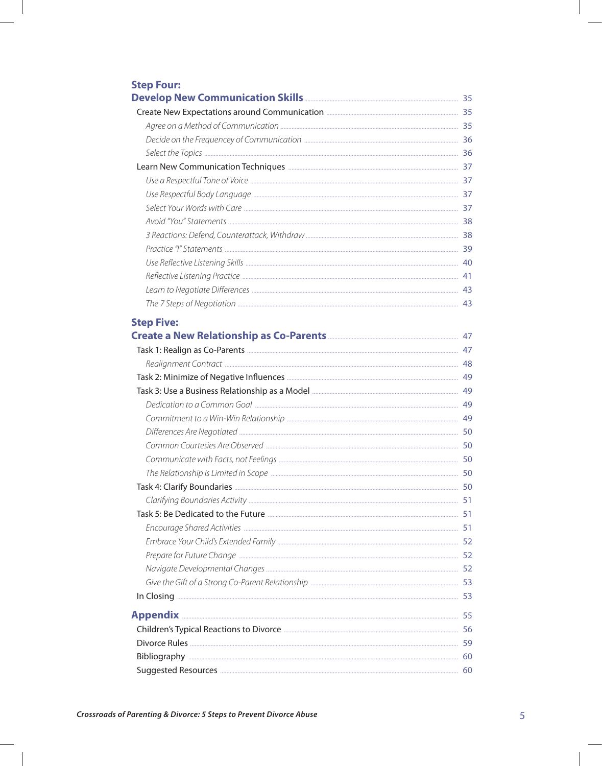**Step Four:**
**Develop New Communication Skills** ..... 35

Create New Expectations around Communication ..... 35

*Agree on a Method of Communication* ..... 35

*Decide on the Frequencey of Communication* ..... 36

*Select the Topics* ..... 36

Learn New Communication Techniques ..... 37

*Use a Respectful Tone of Voice* ..... 37

*Use Respectful Body Language* ..... 37

*Select Your Words with Care* ..... 37

*Avoid "You" Statements* ..... 38

*3 Reactions: Defend, Counterattack, Withdraw* ..... 38

*Practice "I" Statements* ..... 39

*Use Reflective Listening Skills* ..... 40

*Reflective Listening Practice* ..... 41

*Learn to Negotiate Differences* ..... 43

*The 7 Steps of Negotiation* ..... 43

**Step Five:**
**Create a New Relationship as Co-Parents** ..... 47

Task 1: Realign as Co-Parents ..... 47

*Realignment Contract* ..... 48

Task 2: Minimize of Negative Influences ..... 49

Task 3: Use a Business Relationship as a Model ..... 49

*Dedication to a Common Goal* ..... 49

*Commitment to a Win-Win Relationship* ..... 49

*Differences Are Negotiated* ..... 50

*Common Courtesies Are Observed* ..... 50

*Communicate with Facts, not Feelings* ..... 50

*The Relationship Is Limited in Scope* ..... 50

Task 4: Clarify Boundaries ..... 50

*Clarifying Boundaries Activity* ..... 51

Task 5: Be Dedicated to the Future ..... 51

*Encourage Shared Activities* ..... 51

*Embrace Your Child's Extended Family* ..... 52

*Prepare for Future Change* ..... 52

*Navigate Developmental Changes* ..... 52

*Give the Gift of a Strong Co-Parent Relationship* ..... 53

In Closing ..... 53

**Appendix** ..... 55

Children's Typical Reactions to Divorce ..... 56

Divorce Rules ..... 59

Bibliography ..... 60

Suggested Resources ..... 60